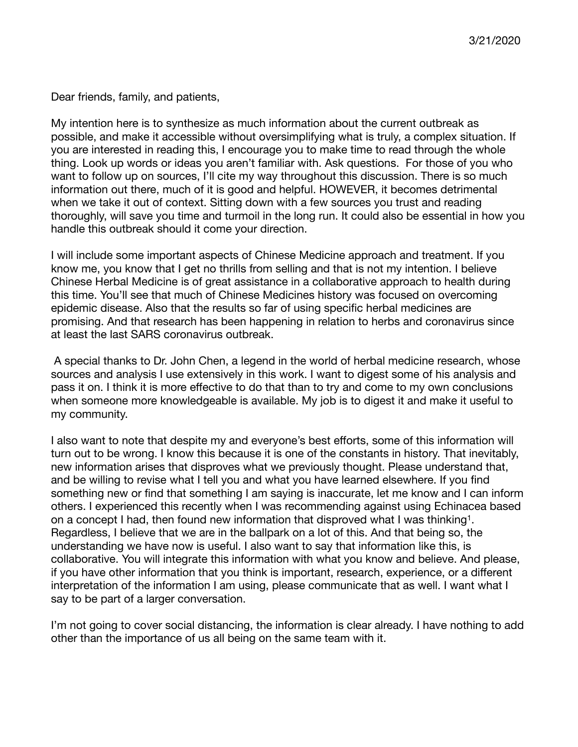3/21/2020

Dear friends, family, and patients,

My intention here is to synthesize as much information about the current outbreak as possible, and make it accessible without oversimplifying what is truly, a complex situation. If you are interested in reading this, I encourage you to make time to read through the whole thing. Look up words or ideas you aren't familiar with. Ask questions. For those of you who want to follow up on sources, I'll cite my way throughout this discussion. There is so much information out there, much of it is good and helpful. HOWEVER, it becomes detrimental when we take it out of context. Sitting down with a few sources you trust and reading thoroughly, will save you time and turmoil in the long run. It could also be essential in how you handle this outbreak should it come your direction.

I will include some important aspects of Chinese Medicine approach and treatment. If you know me, you know that I get no thrills from selling and that is not my intention. I believe Chinese Herbal Medicine is of great assistance in a collaborative approach to health during this time. You'll see that much of Chinese Medicines history was focused on overcoming epidemic disease. Also that the results so far of using specific herbal medicines are promising. And that research has been happening in relation to herbs and coronavirus since at least the last SARS coronavirus outbreak.

A special thanks to Dr. John Chen, a legend in the world of herbal medicine research, whose sources and analysis I use extensively in this work. I want to digest some of his analysis and pass it on. I think it is more effective to do that than to try and come to my own conclusions when someone more knowledgeable is available. My job is to digest it and make it useful to my community.

I also want to note that despite my and everyone's best efforts, some of this information will turn out to be wrong. I know this because it is one of the constants in history. That inevitably, new information arises that disproves what we previously thought. Please understand that, and be willing to revise what I tell you and what you have learned elsewhere. If you find something new or find that something I am saying is inaccurate, let me know and I can inform others. I experienced this recently when I was recommending against using Echinacea based on a concept I had, then found new information that disproved what I was thinking[1]. Regardless, I believe that we are in the ballpark on a lot of this. And that being so, the understanding we have now is useful. I also want to say that information like this, is collaborative. You will integrate this information with what you know and believe. And please, if you have other information that you think is important, research, experience, or a different interpretation of the information I am using, please communicate that as well. I want what I say to be part of a larger conversation.

I'm not going to cover social distancing, the information is clear already. I have nothing to add other than the importance of us all being on the same team with it.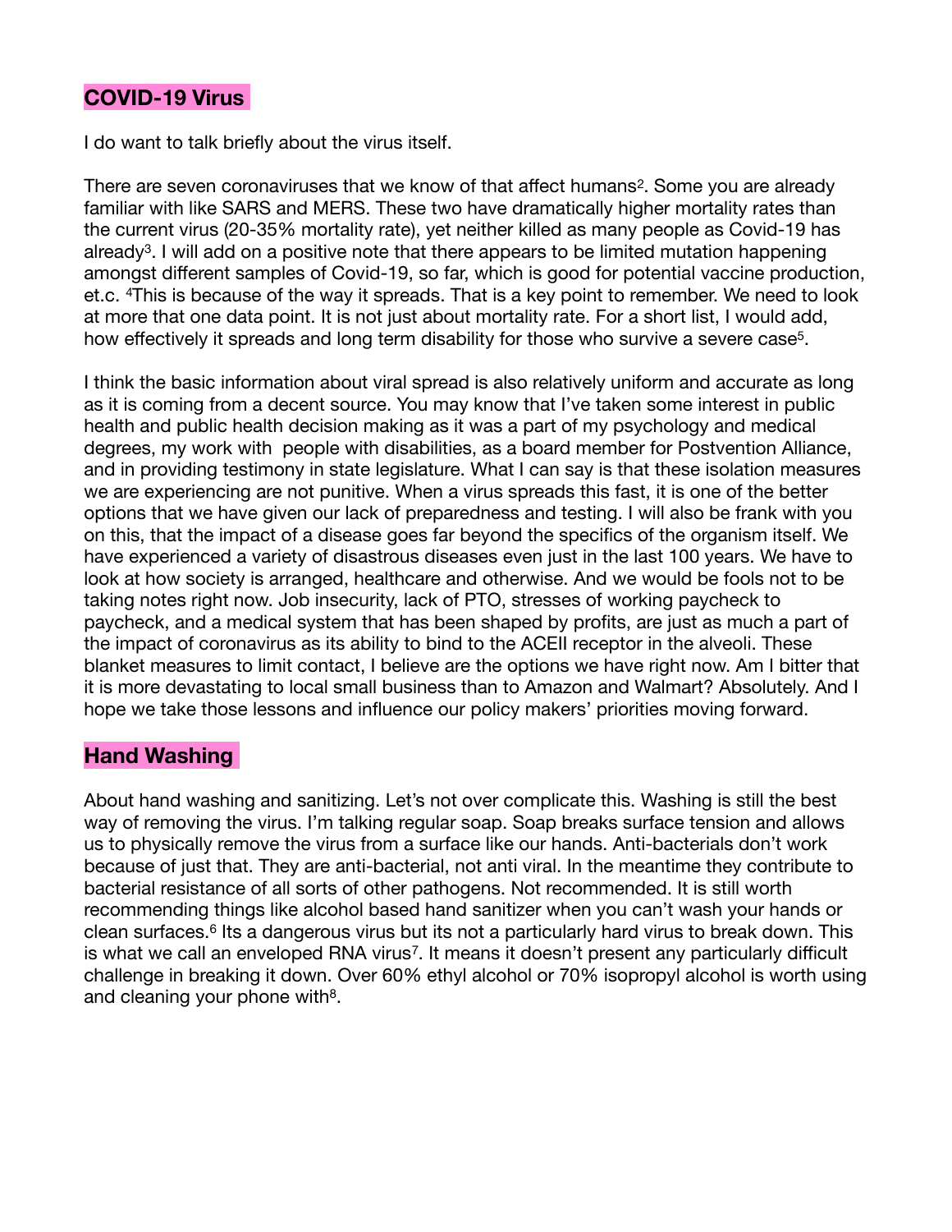## COVID-19 Virus

I do want to talk briefly about the virus itself.

There are seven coronaviruses that we know of that affect humans[2]. Some you are already familiar with like SARS and MERS. These two have dramatically higher mortality rates than the current virus (20-35% mortality rate), yet neither killed as many people as Covid-19 has already[3]. I will add on a positive note that there appears to be limited mutation happening amongst different samples of Covid-19, so far, which is good for potential vaccine production, et.c. [4]This is because of the way it spreads. That is a key point to remember. We need to look at more that one data point. It is not just about mortality rate. For a short list, I would add, how effectively it spreads and long term disability for those who survive a severe case[5].

I think the basic information about viral spread is also relatively uniform and accurate as long as it is coming from a decent source. You may know that I've taken some interest in public health and public health decision making as it was a part of my psychology and medical degrees, my work with  people with disabilities, as a board member for Postvention Alliance, and in providing testimony in state legislature. What I can say is that these isolation measures we are experiencing are not punitive. When a virus spreads this fast, it is one of the better options that we have given our lack of preparedness and testing. I will also be frank with you on this, that the impact of a disease goes far beyond the specifics of the organism itself. We have experienced a variety of disastrous diseases even just in the last 100 years. We have to look at how society is arranged, healthcare and otherwise. And we would be fools not to be taking notes right now. Job insecurity, lack of PTO, stresses of working paycheck to paycheck, and a medical system that has been shaped by profits, are just as much a part of the impact of coronavirus as its ability to bind to the ACEII receptor in the alveoli. These blanket measures to limit contact, I believe are the options we have right now. Am I bitter that it is more devastating to local small business than to Amazon and Walmart? Absolutely. And I hope we take those lessons and influence our policy makers' priorities moving forward.

## Hand Washing

About hand washing and sanitizing. Let's not over complicate this. Washing is still the best way of removing the virus. I'm talking regular soap. Soap breaks surface tension and allows us to physically remove the virus from a surface like our hands. Anti-bacterials don't work because of just that. They are anti-bacterial, not anti viral. In the meantime they contribute to bacterial resistance of all sorts of other pathogens. Not recommended. It is still worth recommending things like alcohol based hand sanitizer when you can't wash your hands or clean surfaces.[6] Its a dangerous virus but its not a particularly hard virus to break down. This is what we call an enveloped RNA virus[7]. It means it doesn't present any particularly difficult challenge in breaking it down. Over 60% ethyl alcohol or 70% isopropyl alcohol is worth using and cleaning your phone with[8].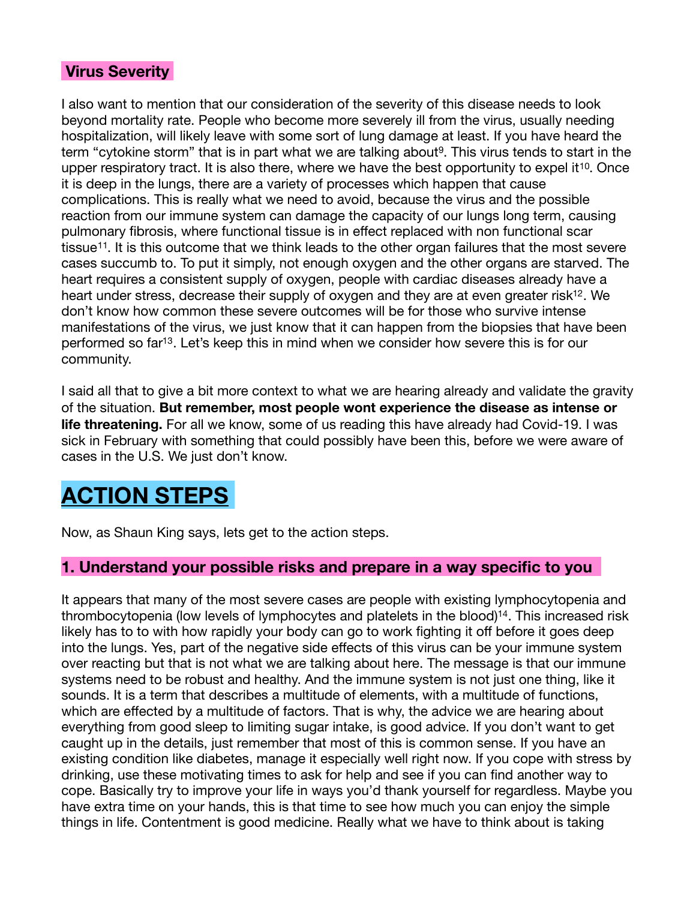## Virus Severity

I also want to mention that our consideration of the severity of this disease needs to look beyond mortality rate. People who become more severely ill from the virus, usually needing hospitalization, will likely leave with some sort of lung damage at least. If you have heard the term "cytokine storm" that is in part what we are talking about[9]. This virus tends to start in the upper respiratory tract. It is also there, where we have the best opportunity to expel it[10]. Once it is deep in the lungs, there are a variety of processes which happen that cause complications. This is really what we need to avoid, because the virus and the possible reaction from our immune system can damage the capacity of our lungs long term, causing pulmonary fibrosis, where functional tissue is in effect replaced with non functional scar tissue[11]. It is this outcome that we think leads to the other organ failures that the most severe cases succumb to. To put it simply, not enough oxygen and the other organs are starved. The heart requires a consistent supply of oxygen, people with cardiac diseases already have a heart under stress, decrease their supply of oxygen and they are at even greater risk[12]. We don't know how common these severe outcomes will be for those who survive intense manifestations of the virus, we just know that it can happen from the biopsies that have been performed so far[13]. Let's keep this in mind when we consider how severe this is for our community.

I said all that to give a bit more context to what we are hearing already and validate the gravity of the situation. **But remember, most people wont experience the disease as intense or life threatening.** For all we know, some of us reading this have already had Covid-19. I was sick in February with something that could possibly have been this, before we were aware of cases in the U.S. We just don't know.

# ACTION STEPS

Now, as Shaun King says, lets get to the action steps.

### 1. Understand your possible risks and prepare in a way specific to you

It appears that many of the most severe cases are people with existing lymphocytopenia and thrombocytopenia (low levels of lymphocytes and platelets in the blood)[14]. This increased risk likely has to to with how rapidly your body can go to work fighting it off before it goes deep into the lungs. Yes, part of the negative side effects of this virus can be your immune system over reacting but that is not what we are talking about here. The message is that our immune systems need to be robust and healthy. And the immune system is not just one thing, like it sounds. It is a term that describes a multitude of elements, with a multitude of functions, which are effected by a multitude of factors. That is why, the advice we are hearing about everything from good sleep to limiting sugar intake, is good advice. If you don't want to get caught up in the details, just remember that most of this is common sense. If you have an existing condition like diabetes, manage it especially well right now. If you cope with stress by drinking, use these motivating times to ask for help and see if you can find another way to cope. Basically try to improve your life in ways you'd thank yourself for regardless. Maybe you have extra time on your hands, this is that time to see how much you can enjoy the simple things in life. Contentment is good medicine. Really what we have to think about is taking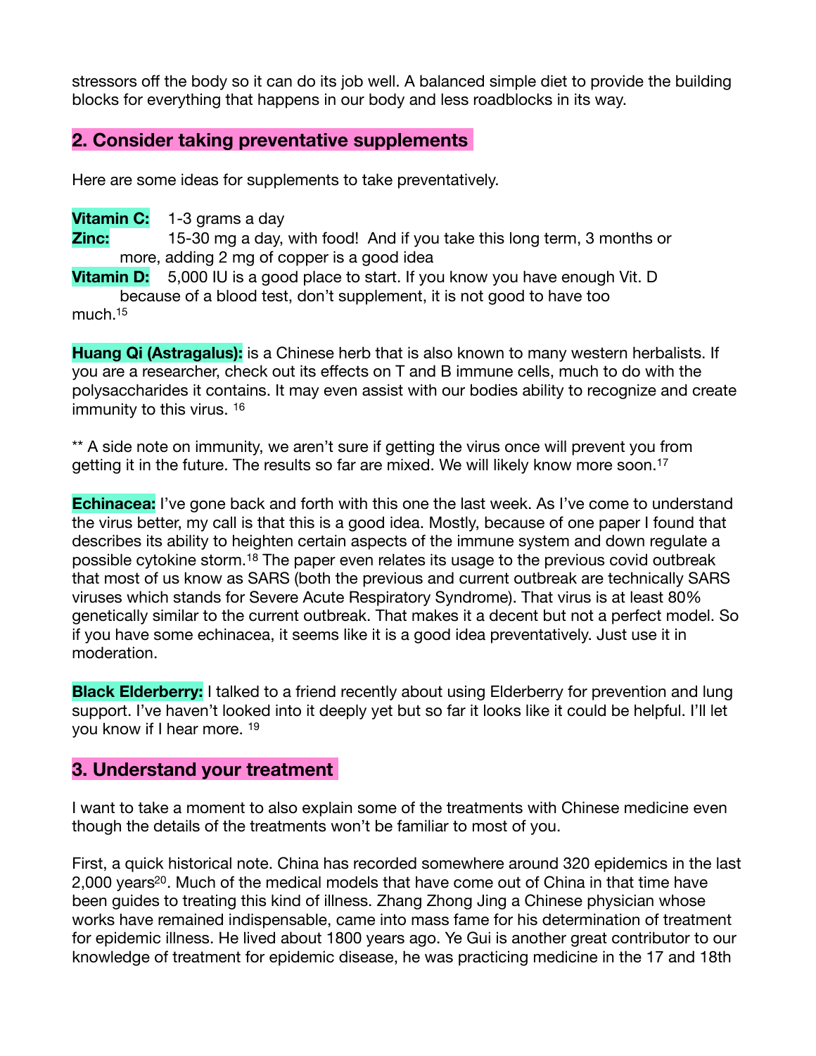stressors off the body so it can do its job well. A balanced simple diet to provide the building blocks for everything that happens in our body and less roadblocks in its way.

## 2. Consider taking preventative supplements

Here are some ideas for supplements to take preventatively.

**Vitamin C:** 1-3 grams a day
**Zinc:** 15-30 mg a day, with food! And if you take this long term, 3 months or more, adding 2 mg of copper is a good idea
**Vitamin D:** 5,000 IU is a good place to start. If you know you have enough Vit. D because of a blood test, don't supplement, it is not good to have too much.[15]

**Huang Qi (Astragalus):** is a Chinese herb that is also known to many western herbalists. If you are a researcher, check out its effects on T and B immune cells, much to do with the polysaccharides it contains. It may even assist with our bodies ability to recognize and create immunity to this virus. [16]

** A side note on immunity, we aren't sure if getting the virus once will prevent you from getting it in the future. The results so far are mixed. We will likely know more soon.[17]

**Echinacea:** I've gone back and forth with this one the last week. As I've come to understand the virus better, my call is that this is a good idea. Mostly, because of one paper I found that describes its ability to heighten certain aspects of the immune system and down regulate a possible cytokine storm.[18] The paper even relates its usage to the previous covid outbreak that most of us know as SARS (both the previous and current outbreak are technically SARS viruses which stands for Severe Acute Respiratory Syndrome). That virus is at least 80% genetically similar to the current outbreak. That makes it a decent but not a perfect model. So if you have some echinacea, it seems like it is a good idea preventatively. Just use it in moderation.

**Black Elderberry:** I talked to a friend recently about using Elderberry for prevention and lung support. I've haven't looked into it deeply yet but so far it looks like it could be helpful. I'll let you know if I hear more. [19]

## 3. Understand your treatment

I want to take a moment to also explain some of the treatments with Chinese medicine even though the details of the treatments won't be familiar to most of you.

First, a quick historical note. China has recorded somewhere around 320 epidemics in the last 2,000 years[20]. Much of the medical models that have come out of China in that time have been guides to treating this kind of illness. Zhang Zhong Jing a Chinese physician whose works have remained indispensable, came into mass fame for his determination of treatment for epidemic illness. He lived about 1800 years ago. Ye Gui is another great contributor to our knowledge of treatment for epidemic disease, he was practicing medicine in the 17 and 18th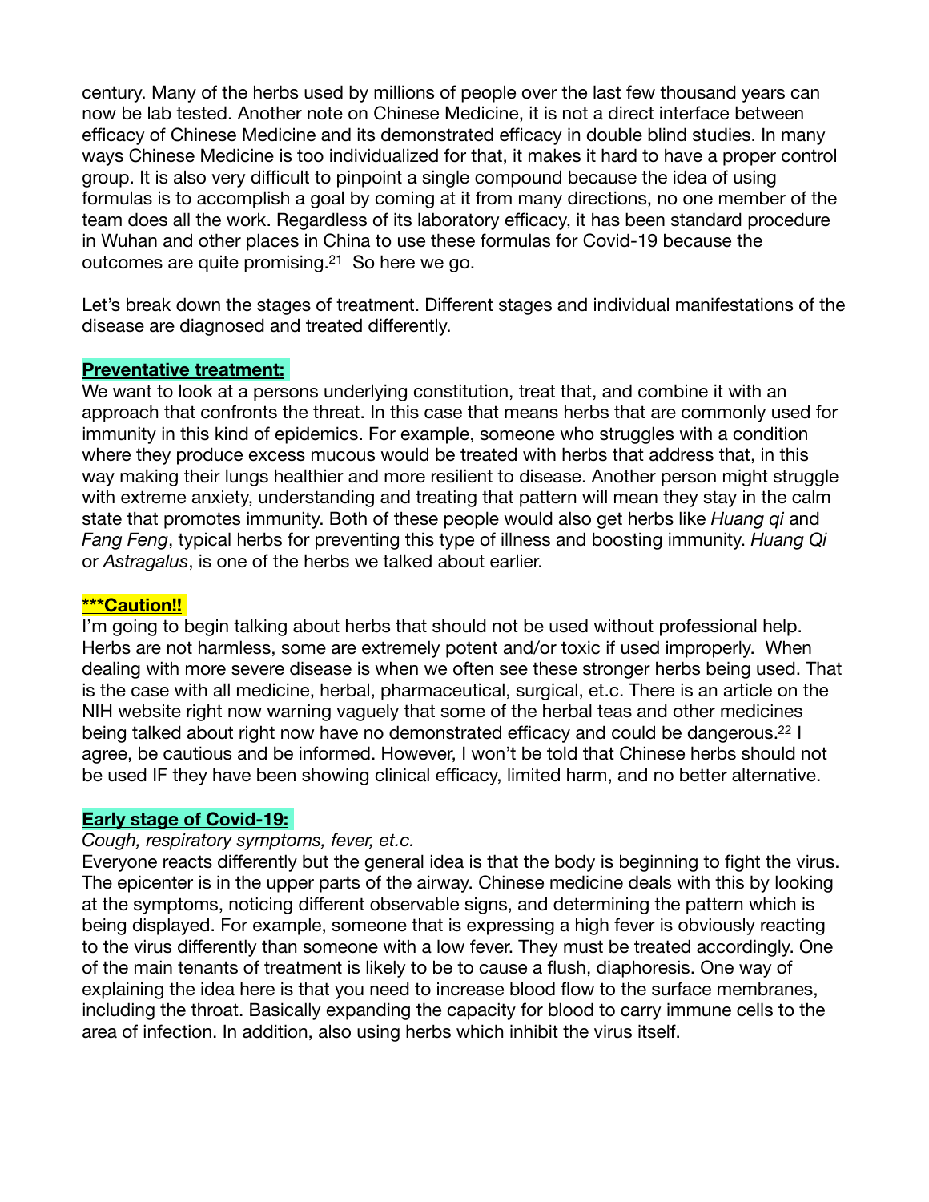century. Many of the herbs used by millions of people over the last few thousand years can now be lab tested. Another note on Chinese Medicine, it is not a direct interface between efficacy of Chinese Medicine and its demonstrated efficacy in double blind studies. In many ways Chinese Medicine is too individualized for that, it makes it hard to have a proper control group. It is also very difficult to pinpoint a single compound because the idea of using formulas is to accomplish a goal by coming at it from many directions, no one member of the team does all the work. Regardless of its laboratory efficacy, it has been standard procedure in Wuhan and other places in China to use these formulas for Covid-19 because the outcomes are quite promising.[21] So here we go.

Let's break down the stages of treatment. Different stages and individual manifestations of the disease are diagnosed and treated differently.

**Preventative treatment:**

We want to look at a persons underlying constitution, treat that, and combine it with an approach that confronts the threat. In this case that means herbs that are commonly used for immunity in this kind of epidemics. For example, someone who struggles with a condition where they produce excess mucous would be treated with herbs that address that, in this way making their lungs healthier and more resilient to disease. Another person might struggle with extreme anxiety, understanding and treating that pattern will mean they stay in the calm state that promotes immunity. Both of these people would also get herbs like *Huang qi* and *Fang Feng*, typical herbs for preventing this type of illness and boosting immunity. *Huang Qi* or *Astragalus*, is one of the herbs we talked about earlier.

**\*\*\*Caution!!**

I'm going to begin talking about herbs that should not be used without professional help. Herbs are not harmless, some are extremely potent and/or toxic if used improperly. When dealing with more severe disease is when we often see these stronger herbs being used. That is the case with all medicine, herbal, pharmaceutical, surgical, et.c. There is an article on the NIH website right now warning vaguely that some of the herbal teas and other medicines being talked about right now have no demonstrated efficacy and could be dangerous.[22] I agree, be cautious and be informed. However, I won't be told that Chinese herbs should not be used IF they have been showing clinical efficacy, limited harm, and no better alternative.

**Early stage of Covid-19:**

*Cough, respiratory symptoms, fever, et.c.*

Everyone reacts differently but the general idea is that the body is beginning to fight the virus. The epicenter is in the upper parts of the airway. Chinese medicine deals with this by looking at the symptoms, noticing different observable signs, and determining the pattern which is being displayed. For example, someone that is expressing a high fever is obviously reacting to the virus differently than someone with a low fever. They must be treated accordingly. One of the main tenants of treatment is likely to be to cause a flush, diaphoresis. One way of explaining the idea here is that you need to increase blood flow to the surface membranes, including the throat. Basically expanding the capacity for blood to carry immune cells to the area of infection. In addition, also using herbs which inhibit the virus itself.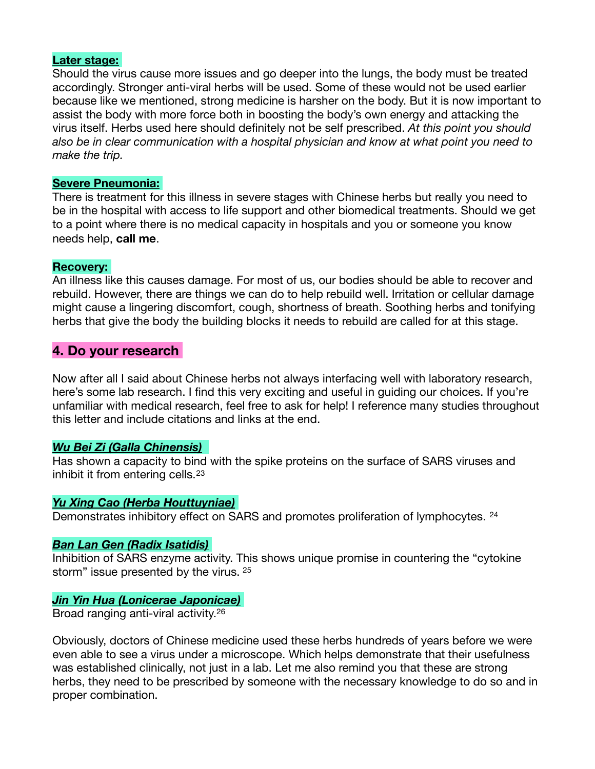**Later stage:**

Should the virus cause more issues and go deeper into the lungs, the body must be treated accordingly. Stronger anti-viral herbs will be used. Some of these would not be used earlier because like we mentioned, strong medicine is harsher on the body. But it is now important to assist the body with more force both in boosting the body's own energy and attacking the virus itself. Herbs used here should definitely not be self prescribed. *At this point you should also be in clear communication with a hospital physician and know at what point you need to make the trip.*

**Severe Pneumonia:**

There is treatment for this illness in severe stages with Chinese herbs but really you need to be in the hospital with access to life support and other biomedical treatments. Should we get to a point where there is no medical capacity in hospitals and you or someone you know needs help, **call me**.

**Recovery:**

An illness like this causes damage. For most of us, our bodies should be able to recover and rebuild. However, there are things we can do to help rebuild well. Irritation or cellular damage might cause a lingering discomfort, cough, shortness of breath. Soothing herbs and tonifying herbs that give the body the building blocks it needs to rebuild are called for at this stage.

## 4. Do your research

Now after all I said about Chinese herbs not always interfacing well with laboratory research, here's some lab research. I find this very exciting and useful in guiding our choices. If you're unfamiliar with medical research, feel free to ask for help! I reference many studies throughout this letter and include citations and links at the end.

***Wu Bei Zi (Galla Chinensis)***

Has shown a capacity to bind with the spike proteins on the surface of SARS viruses and inhibit it from entering cells.[23]

***Yu Xing Cao (Herba Houttuyniae)***

Demonstrates inhibitory effect on SARS and promotes proliferation of lymphocytes. [24]

***Ban Lan Gen (Radix Isatidis)***

Inhibition of SARS enzyme activity. This shows unique promise in countering the "cytokine storm" issue presented by the virus. [25]

***Jin Yin Hua (Lonicerae Japonicae)***

Broad ranging anti-viral activity.[26]

Obviously, doctors of Chinese medicine used these herbs hundreds of years before we were even able to see a virus under a microscope. Which helps demonstrate that their usefulness was established clinically, not just in a lab. Let me also remind you that these are strong herbs, they need to be prescribed by someone with the necessary knowledge to do so and in proper combination.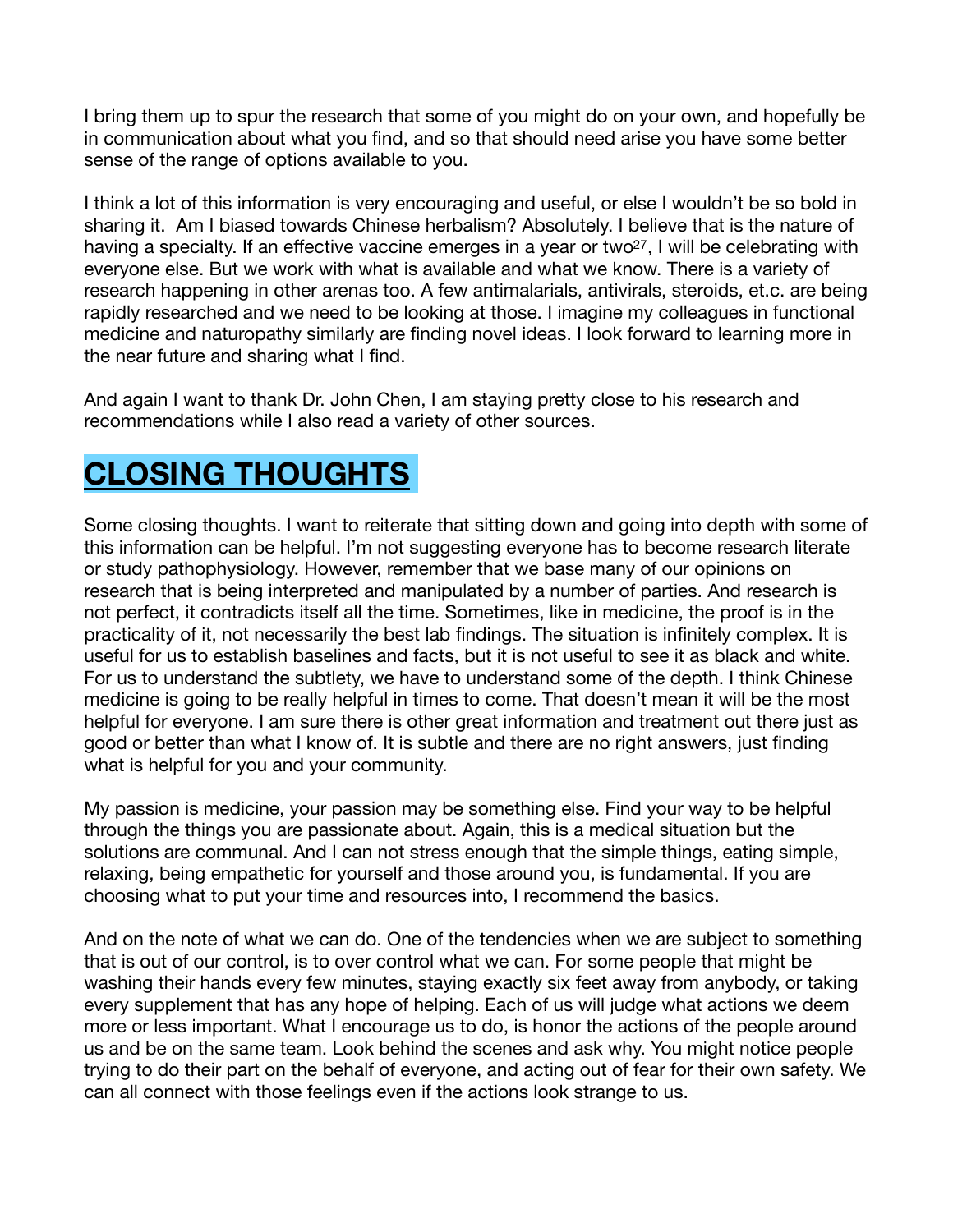I bring them up to spur the research that some of you might do on your own, and hopefully be in communication about what you find, and so that should need arise you have some better sense of the range of options available to you.

I think a lot of this information is very encouraging and useful, or else I wouldn't be so bold in sharing it.  Am I biased towards Chinese herbalism? Absolutely. I believe that is the nature of having a specialty. If an effective vaccine emerges in a year or two[27], I will be celebrating with everyone else. But we work with what is available and what we know. There is a variety of research happening in other arenas too. A few antimalarials, antivirals, steroids, et.c. are being rapidly researched and we need to be looking at those. I imagine my colleagues in functional medicine and naturopathy similarly are finding novel ideas. I look forward to learning more in the near future and sharing what I find.

And again I want to thank Dr. John Chen, I am staying pretty close to his research and recommendations while I also read a variety of other sources.

# CLOSING THOUGHTS

Some closing thoughts. I want to reiterate that sitting down and going into depth with some of this information can be helpful. I'm not suggesting everyone has to become research literate or study pathophysiology. However, remember that we base many of our opinions on research that is being interpreted and manipulated by a number of parties. And research is not perfect, it contradicts itself all the time. Sometimes, like in medicine, the proof is in the practicality of it, not necessarily the best lab findings. The situation is infinitely complex. It is useful for us to establish baselines and facts, but it is not useful to see it as black and white. For us to understand the subtlety, we have to understand some of the depth. I think Chinese medicine is going to be really helpful in times to come. That doesn't mean it will be the most helpful for everyone. I am sure there is other great information and treatment out there just as good or better than what I know of. It is subtle and there are no right answers, just finding what is helpful for you and your community.

My passion is medicine, your passion may be something else. Find your way to be helpful through the things you are passionate about. Again, this is a medical situation but the solutions are communal. And I can not stress enough that the simple things, eating simple, relaxing, being empathetic for yourself and those around you, is fundamental. If you are choosing what to put your time and resources into, I recommend the basics.

And on the note of what we can do. One of the tendencies when we are subject to something that is out of our control, is to over control what we can. For some people that might be washing their hands every few minutes, staying exactly six feet away from anybody, or taking every supplement that has any hope of helping. Each of us will judge what actions we deem more or less important. What I encourage us to do, is honor the actions of the people around us and be on the same team. Look behind the scenes and ask why. You might notice people trying to do their part on the behalf of everyone, and acting out of fear for their own safety. We can all connect with those feelings even if the actions look strange to us.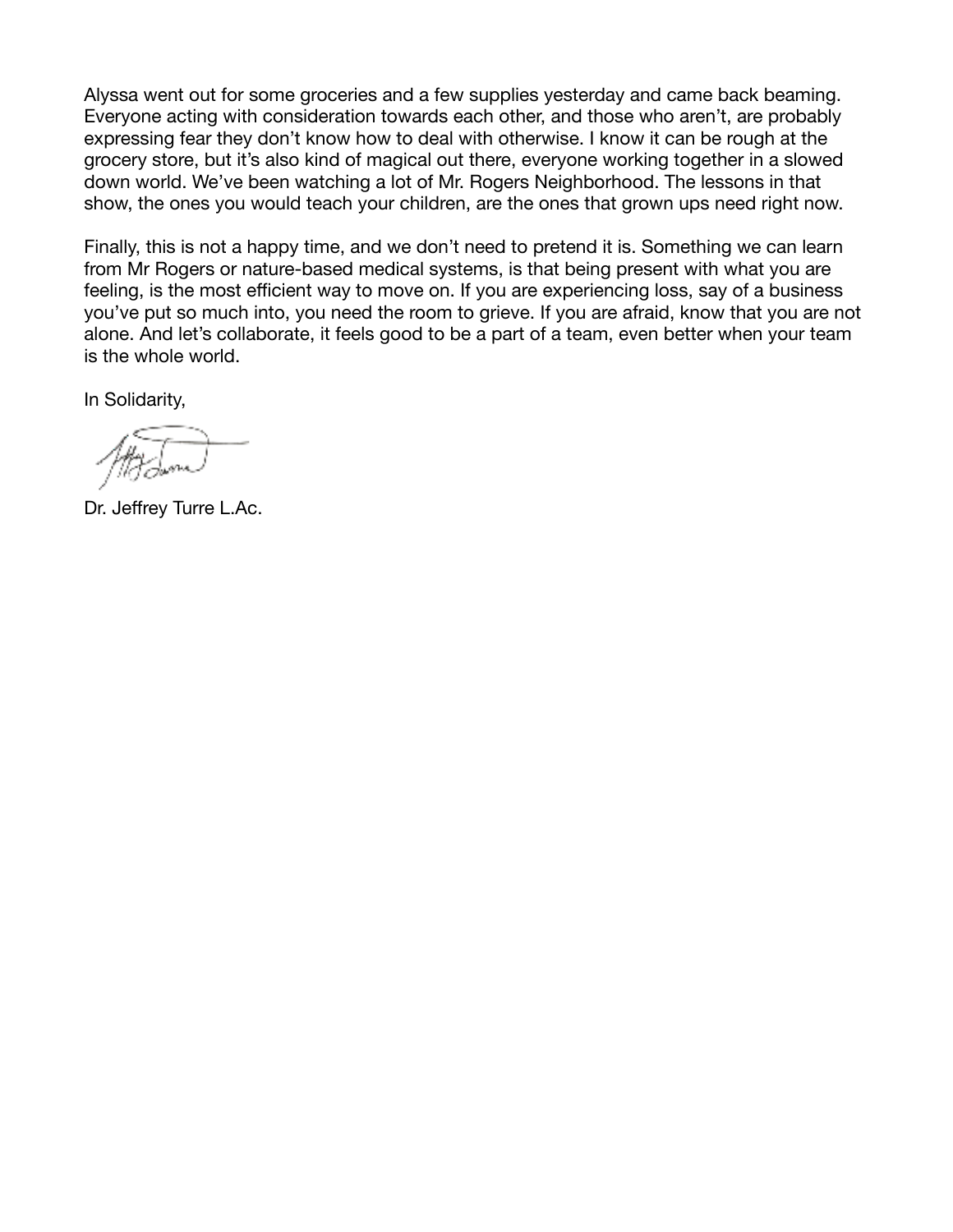Alyssa went out for some groceries and a few supplies yesterday and came back beaming. Everyone acting with consideration towards each other, and those who aren't, are probably expressing fear they don't know how to deal with otherwise. I know it can be rough at the grocery store, but it's also kind of magical out there, everyone working together in a slowed down world. We've been watching a lot of Mr. Rogers Neighborhood. The lessons in that show, the ones you would teach your children, are the ones that grown ups need right now.

Finally, this is not a happy time, and we don't need to pretend it is. Something we can learn from Mr Rogers or nature-based medical systems, is that being present with what you are feeling, is the most efficient way to move on. If you are experiencing loss, say of a business you've put so much into, you need the room to grieve. If you are afraid, know that you are not alone. And let's collaborate, it feels good to be a part of a team, even better when your team is the whole world.

In Solidarity,

Dr. Jeffrey Turre L.Ac.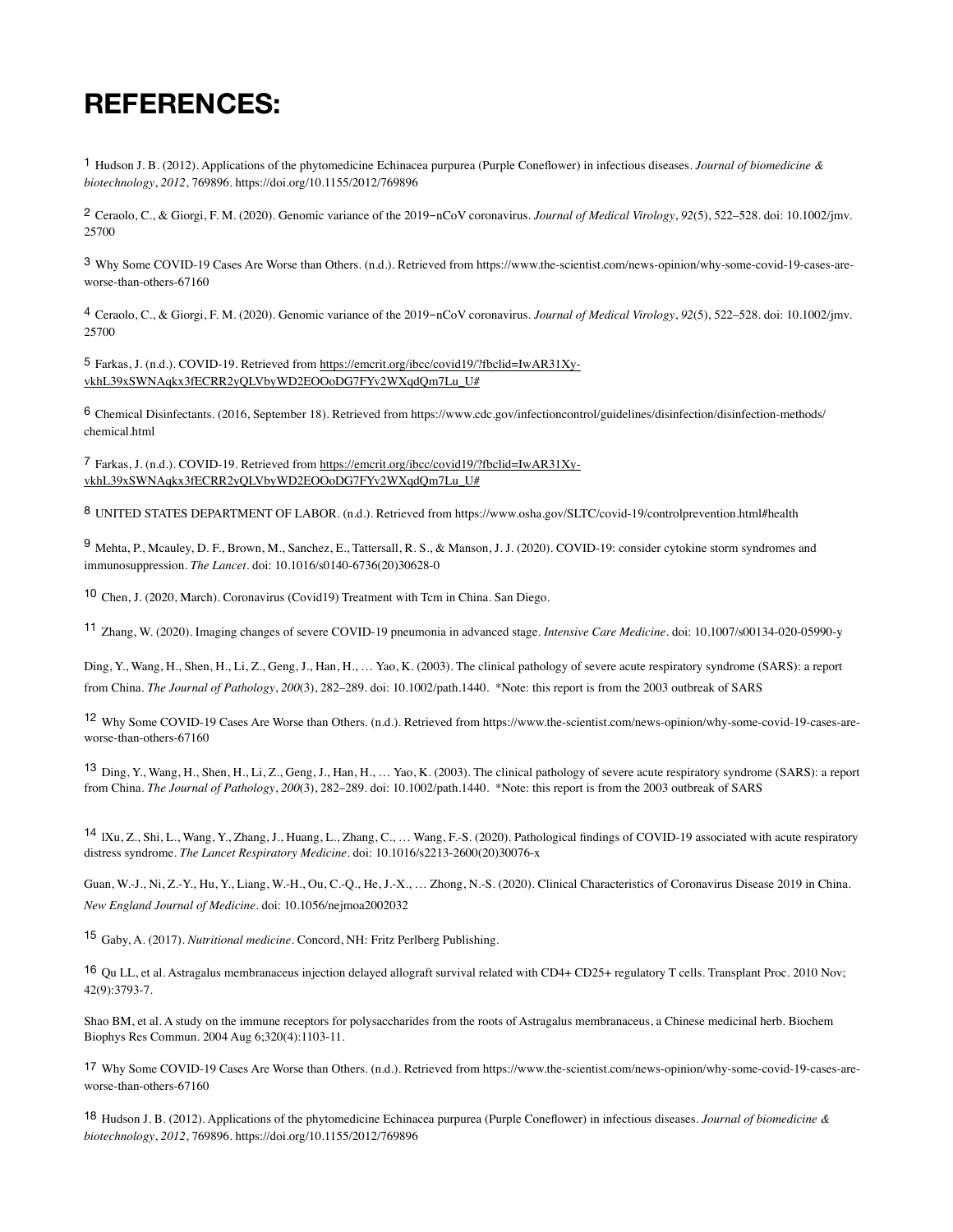# REFERENCES:

[1] Hudson J. B. (2012). Applications of the phytomedicine Echinacea purpurea (Purple Coneflower) in infectious diseases. *Journal of biomedicine & biotechnology*, *2012*, 769896. https://doi.org/10.1155/2012/769896

[2] Ceraolo, C., & Giorgi, F. M. (2020). Genomic variance of the 2019‐nCoV coronavirus. *Journal of Medical Virology*, *92*(5), 522–528. doi: 10.1002/jmv.25700

[3] Why Some COVID-19 Cases Are Worse than Others. (n.d.). Retrieved from https://www.the-scientist.com/news-opinion/why-some-covid-19-cases-are-worse-than-others-67160

[4] Ceraolo, C., & Giorgi, F. M. (2020). Genomic variance of the 2019‐nCoV coronavirus. *Journal of Medical Virology*, *92*(5), 522–528. doi: 10.1002/jmv.25700

[5] Farkas, J. (n.d.). COVID-19. Retrieved from https://emcrit.org/ibcc/covid19/?fbclid=IwAR31Xy-vkhL39xSWNAqkx3fECRR2yQLVbyWD2EOOoDG7FYv2WXqdQm7Lu_U#

[6] Chemical Disinfectants. (2016, September 18). Retrieved from https://www.cdc.gov/infectioncontrol/guidelines/disinfection/disinfection-methods/chemical.html

[7] Farkas, J. (n.d.). COVID-19. Retrieved from https://emcrit.org/ibcc/covid19/?fbclid=IwAR31Xy-vkhL39xSWNAqkx3fECRR2yQLVbyWD2EOOoDG7FYv2WXqdQm7Lu_U#

[8] UNITED STATES DEPARTMENT OF LABOR. (n.d.). Retrieved from https://www.osha.gov/SLTC/covid-19/controlprevention.html#health

[9] Mehta, P., Mcauley, D. F., Brown, M., Sanchez, E., Tattersall, R. S., & Manson, J. J. (2020). COVID-19: consider cytokine storm syndromes and immunosuppression. *The Lancet*. doi: 10.1016/s0140-6736(20)30628-0

[10] Chen, J. (2020, March). Coronavirus (Covid19) Treatment with Tcm in China. San Diego.

[11] Zhang, W. (2020). Imaging changes of severe COVID-19 pneumonia in advanced stage. *Intensive Care Medicine*. doi: 10.1007/s00134-020-05990-y

Ding, Y., Wang, H., Shen, H., Li, Z., Geng, J., Han, H., … Yao, K. (2003). The clinical pathology of severe acute respiratory syndrome (SARS): a report from China. *The Journal of Pathology*, *200*(3), 282–289. doi: 10.1002/path.1440. *Note: this report is from the 2003 outbreak of SARS

[12] Why Some COVID-19 Cases Are Worse than Others. (n.d.). Retrieved from https://www.the-scientist.com/news-opinion/why-some-covid-19-cases-are-worse-than-others-67160

[13] Ding, Y., Wang, H., Shen, H., Li, Z., Geng, J., Han, H., … Yao, K. (2003). The clinical pathology of severe acute respiratory syndrome (SARS): a report from China. *The Journal of Pathology*, *200*(3), 282–289. doi: 10.1002/path.1440. *Note: this report is from the 2003 outbreak of SARS

[14] lXu, Z., Shi, L., Wang, Y., Zhang, J., Huang, L., Zhang, C., … Wang, F.-S. (2020). Pathological findings of COVID-19 associated with acute respiratory distress syndrome. *The Lancet Respiratory Medicine*. doi: 10.1016/s2213-2600(20)30076-x

Guan, W.-J., Ni, Z.-Y., Hu, Y., Liang, W.-H., Ou, C.-Q., He, J.-X., … Zhong, N.-S. (2020). Clinical Characteristics of Coronavirus Disease 2019 in China. *New England Journal of Medicine*. doi: 10.1056/nejmoa2002032

[15] Gaby, A. (2017). *Nutritional medicine*. Concord, NH: Fritz Perlberg Publishing.

[16] Qu LL, et al. Astragalus membranaceus injection delayed allograft survival related with CD4+ CD25+ regulatory T cells. Transplant Proc. 2010 Nov; 42(9):3793-7.

Shao BM, et al. A study on the immune receptors for polysaccharides from the roots of Astragalus membranaceus, a Chinese medicinal herb. Biochem Biophys Res Commun. 2004 Aug 6;320(4):1103-11.

[17] Why Some COVID-19 Cases Are Worse than Others. (n.d.). Retrieved from https://www.the-scientist.com/news-opinion/why-some-covid-19-cases-are-worse-than-others-67160

[18] Hudson J. B. (2012). Applications of the phytomedicine Echinacea purpurea (Purple Coneflower) in infectious diseases. *Journal of biomedicine & biotechnology*, *2012*, 769896. https://doi.org/10.1155/2012/769896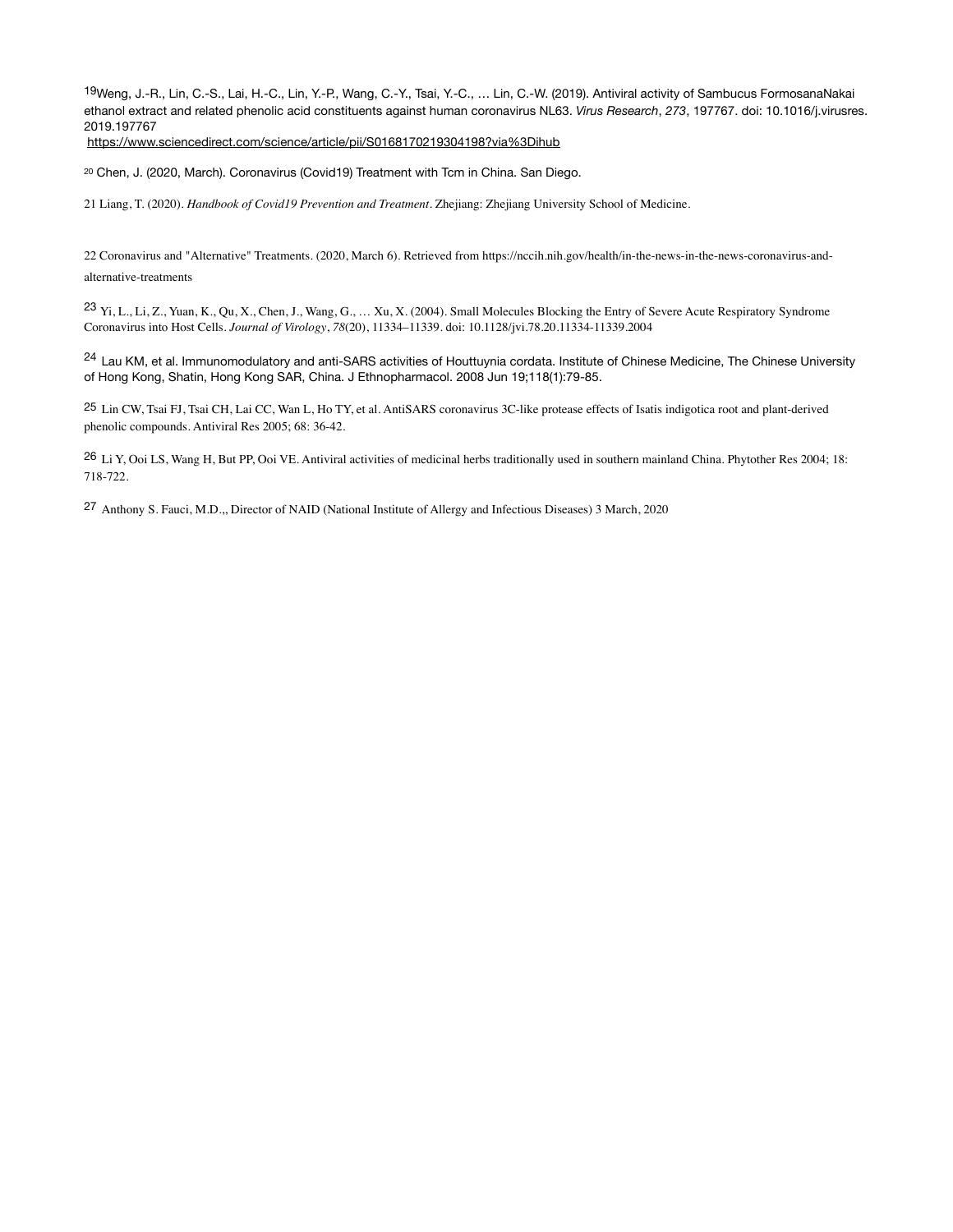[19] Weng, J.-R., Lin, C.-S., Lai, H.-C., Lin, Y.-P., Wang, C.-Y., Tsai, Y.-C., … Lin, C.-W. (2019). Antiviral activity of Sambucus FormosanaNakai ethanol extract and related phenolic acid constituents against human coronavirus NL63. *Virus Research*, *273*, 197767. doi: 10.1016/j.virusres.2019.197767
https://www.sciencedirect.com/science/article/pii/S0168170219304198?via%3Dihub

[20] Chen, J. (2020, March). Coronavirus (Covid19) Treatment with Tcm in China. San Diego.

21 Liang, T. (2020). *Handbook of Covid19 Prevention and Treatment*. Zhejiang: Zhejiang University School of Medicine.

22 Coronavirus and "Alternative" Treatments. (2020, March 6). Retrieved from https://nccih.nih.gov/health/in-the-news-in-the-news-coronavirus-and-alternative-treatments

[23] Yi, L., Li, Z., Yuan, K., Qu, X., Chen, J., Wang, G., … Xu, X. (2004). Small Molecules Blocking the Entry of Severe Acute Respiratory Syndrome Coronavirus into Host Cells. *Journal of Virology*, *78*(20), 11334–11339. doi: 10.1128/jvi.78.20.11334-11339.2004

[24] Lau KM, et al. Immunomodulatory and anti-SARS activities of Houttuynia cordata. Institute of Chinese Medicine, The Chinese University of Hong Kong, Shatin, Hong Kong SAR, China. J Ethnopharmacol. 2008 Jun 19;118(1):79-85.

[25] Lin CW, Tsai FJ, Tsai CH, Lai CC, Wan L, Ho TY, et al. AntiSARS coronavirus 3C-like protease effects of Isatis indigotica root and plant-derived phenolic compounds. Antiviral Res 2005; 68: 36-42.

[26] Li Y, Ooi LS, Wang H, But PP, Ooi VE. Antiviral activities of medicinal herbs traditionally used in southern mainland China. Phytother Res 2004; 18: 718-722.

[27] Anthony S. Fauci, M.D.,, Director of NAID (National Institute of Allergy and Infectious Diseases) 3 March, 2020